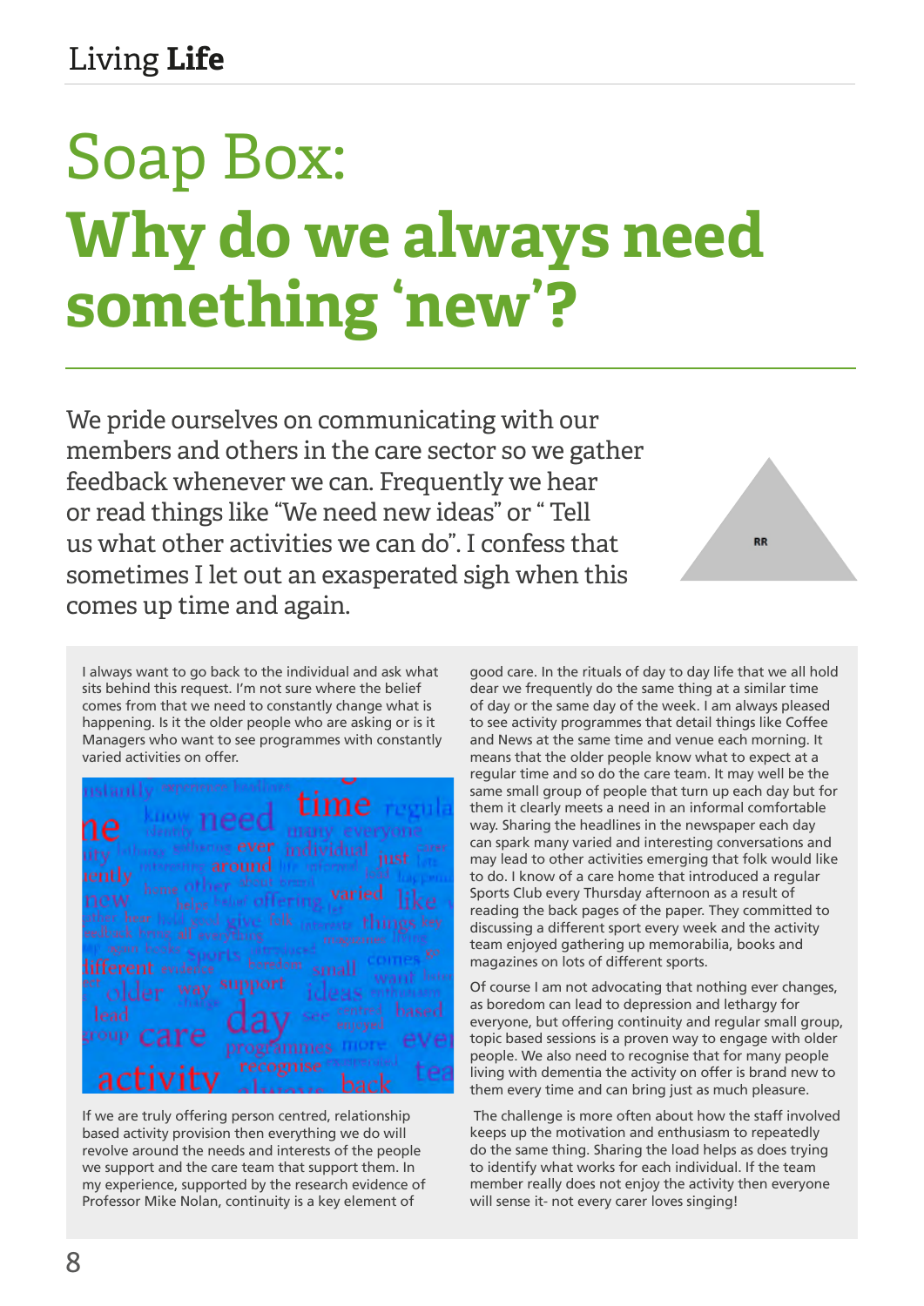# Soap Box:

# Why do we always need something 'new'?

We pride ourselves on communicating with our members and others in the care sector so we gather feedback whenever we can. Frequently we hear or read things like "We need new ideas" or " Tell us what other activities we can do". I confess that sometimes I let out an exasperated sigh when this comes up time and again.

RR

I always want to go back to the individual and ask what sits behind this request. I'm not sure where the belief comes from that we need to constantly change what is happening. Is it the older people who are asking or is it Managers who want to see programmes with constantly varied activities on offer.

If we are truly offering person centred, relationship based activity provision then everything we do will revolve around the needs and interests of the people we support and the care team that support them. In my experience, supported by the research evidence of Professor Mike Nolan, continuity is a key element of good care. In the rituals of day to day life that we all hold dear we frequently do the same thing at a similar time of day or the same day of the week. I am always pleased to see activity programmes that detail things like Coffee and News at the same time and venue each morning. It means that the older people know what to expect at a regular time and so do the care team. It may well be the same small group of people that turn up each day but for them it clearly meets a need in an informal comfortable way. Sharing the headlines in the newspaper each day can spark many varied and interesting conversations and may lead to other activities emerging that folk would like to do. I know of a care home that introduced a regular Sports Club every Thursday afternoon as a result of reading the back pages of the paper. They committed to discussing a different sport every week and the activity team enjoyed gathering up memorabilia, books and magazines on lots of different sports.

Of course I am not advocating that nothing ever changes, as boredom can lead to depression and lethargy for everyone, but offering continuity and regular small group, topic based sessions is a proven way to engage with older people. We also need to recognise that for many people living with dementia the activity on offer is brand new to them every time and can bring just as much pleasure.

The challenge is more often about how the staff involved keeps up the motivation and enthusiasm to repeatedly do the same thing. Sharing the load helps as does trying to identify what works for each individual. If the team member really does not enjoy the activity then everyone will sense it- not every carer loves singing!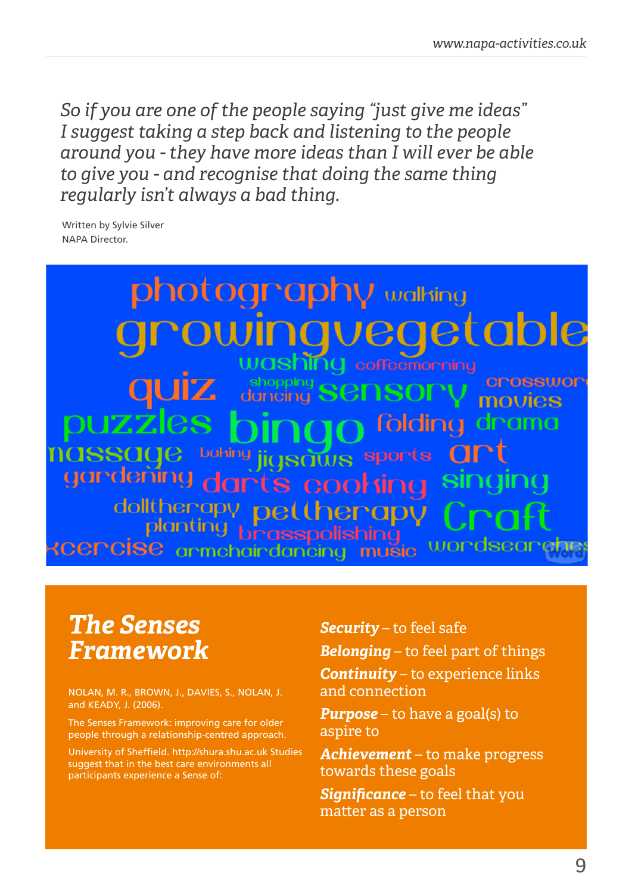*So if you are one of the people saying "just give me ideas" I suggest taking a step back and listening to the people around you - they have more ideas than I will ever be able to give you - and recognise that doing the same thing regularly isn't always a bad thing.*

Written by Sylvie Silver
NAPA Director.

photography walking growingvegetable washing coffeemorning quiz shopping dancing sensory crossword movies puzzles bingo folding drama massage baking jigsaws sports art gardening darts cooking singing dolltherapy pettherapy Craft planting brasspolishing exercise armchairdancing music wordsearches

## *The Senses Framework*

NOLAN, M. R., BROWN, J., DAVIES, S., NOLAN, J. and KEADY, J. (2006).

The Senses Framework: improving care for older people through a relationship-centred approach.

University of Sheffield. http://shura.shu.ac.uk Studies suggest that in the best care environments all participants experience a Sense of:

***Security*** – to feel safe

***Belonging*** – to feel part of things

***Continuity*** – to experience links and connection

***Purpose*** – to have a goal(s) to aspire to

***Achievement*** – to make progress towards these goals

***Significance*** – to feel that you matter as a person